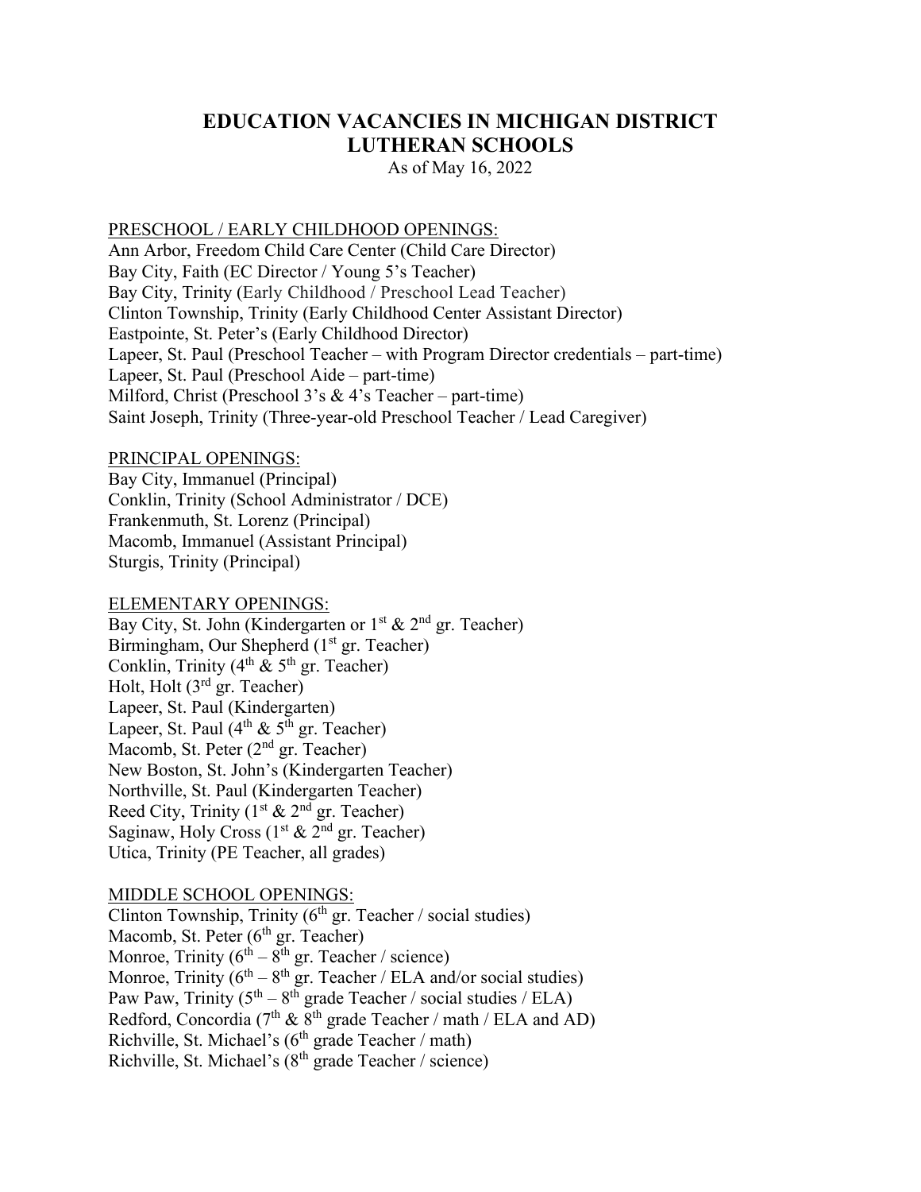# EDUCATION VACANCIES IN MICHIGAN DISTRICT LUTHERAN SCHOOLS

As of May 16, 2022

PRESCHOOL / EARLY CHILDHOOD OPENINGS:

Ann Arbor, Freedom Child Care Center (Child Care Director)
Bay City, Faith (EC Director / Young 5's Teacher)
Bay City, Trinity (Early Childhood / Preschool Lead Teacher)
Clinton Township, Trinity (Early Childhood Center Assistant Director)
Eastpointe, St. Peter's (Early Childhood Director)
Lapeer, St. Paul (Preschool Teacher – with Program Director credentials – part-time)
Lapeer, St. Paul (Preschool Aide – part-time)
Milford, Christ (Preschool 3's & 4's Teacher – part-time)
Saint Joseph, Trinity (Three-year-old Preschool Teacher / Lead Caregiver)

PRINCIPAL OPENINGS:

Bay City, Immanuel (Principal)
Conklin, Trinity (School Administrator / DCE)
Frankenmuth, St. Lorenz (Principal)
Macomb, Immanuel (Assistant Principal)
Sturgis, Trinity (Principal)

ELEMENTARY OPENINGS:

Bay City, St. John (Kindergarten or 1st & 2nd gr. Teacher)
Birmingham, Our Shepherd (1st gr. Teacher)
Conklin, Trinity (4th & 5th gr. Teacher)
Holt, Holt (3rd gr. Teacher)
Lapeer, St. Paul (Kindergarten)
Lapeer, St. Paul (4th & 5th gr. Teacher)
Macomb, St. Peter (2nd gr. Teacher)
New Boston, St. John's (Kindergarten Teacher)
Northville, St. Paul (Kindergarten Teacher)
Reed City, Trinity (1st & 2nd gr. Teacher)
Saginaw, Holy Cross (1st & 2nd gr. Teacher)
Utica, Trinity (PE Teacher, all grades)

MIDDLE SCHOOL OPENINGS:

Clinton Township, Trinity (6th gr. Teacher / social studies)
Macomb, St. Peter (6th gr. Teacher)
Monroe, Trinity (6th – 8th gr. Teacher / science)
Monroe, Trinity (6th – 8th gr. Teacher / ELA and/or social studies)
Paw Paw, Trinity (5th – 8th grade Teacher / social studies / ELA)
Redford, Concordia (7th & 8th grade Teacher / math / ELA and AD)
Richville, St. Michael's (6th grade Teacher / math)
Richville, St. Michael's (8th grade Teacher / science)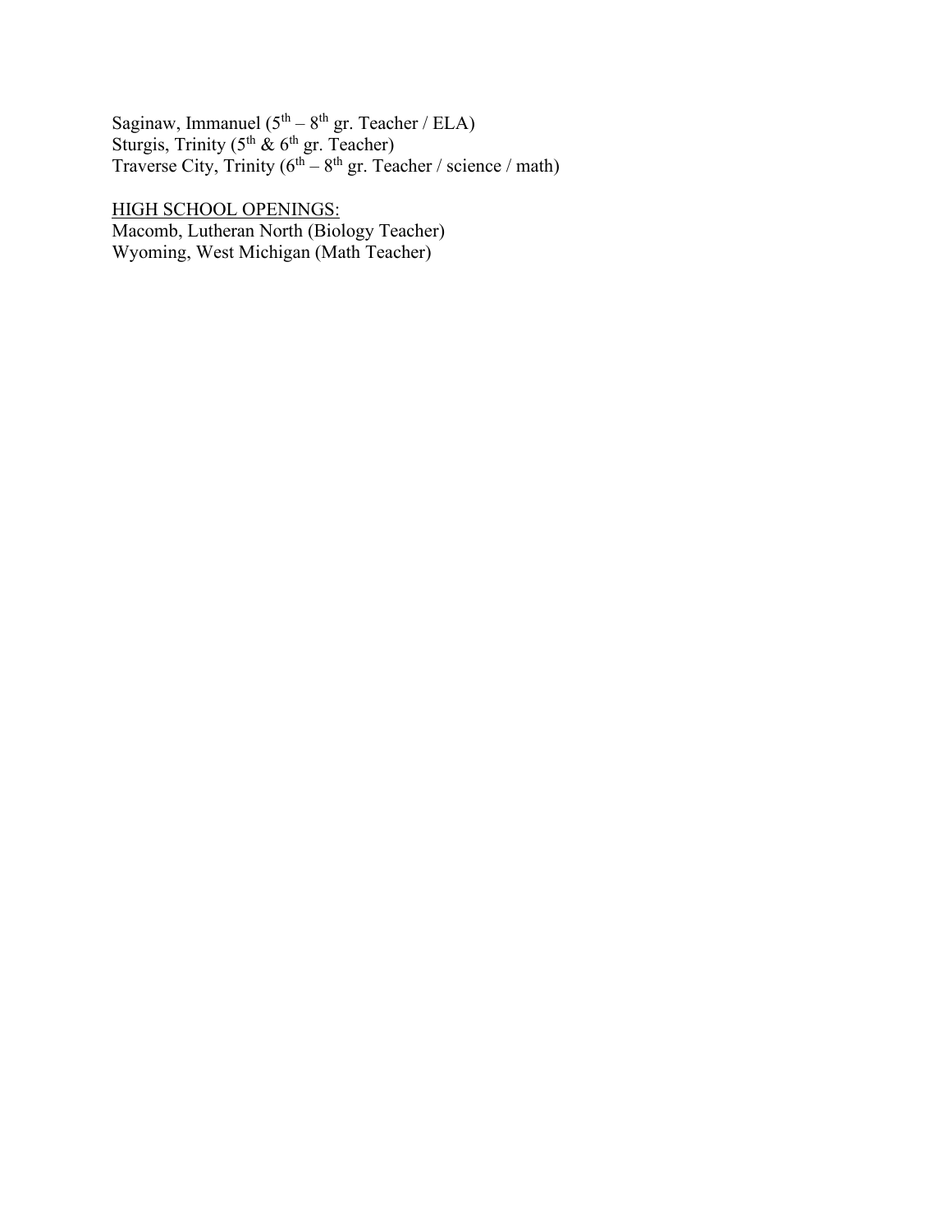Saginaw, Immanuel (5th – 8th gr. Teacher / ELA)
Sturgis, Trinity (5th & 6th gr. Teacher)
Traverse City, Trinity (6th – 8th gr. Teacher / science / math)

<u>HIGH SCHOOL OPENINGS:</u>
Macomb, Lutheran North (Biology Teacher)
Wyoming, West Michigan (Math Teacher)